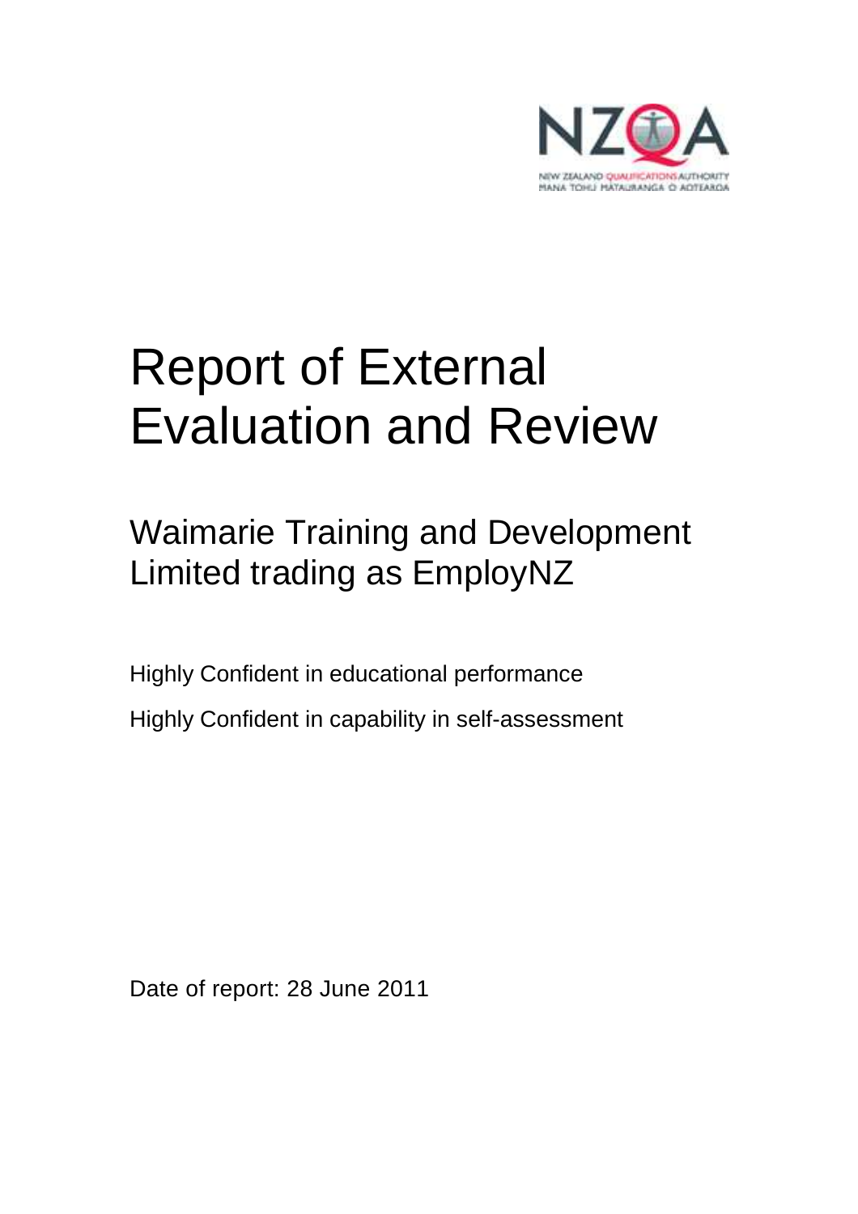# Report of External Evaluation and Review

## Waimarie Training and Development Limited trading as EmployNZ

Highly Confident in educational performance

Highly Confident in capability in self-assessment

Date of report: 28 June 2011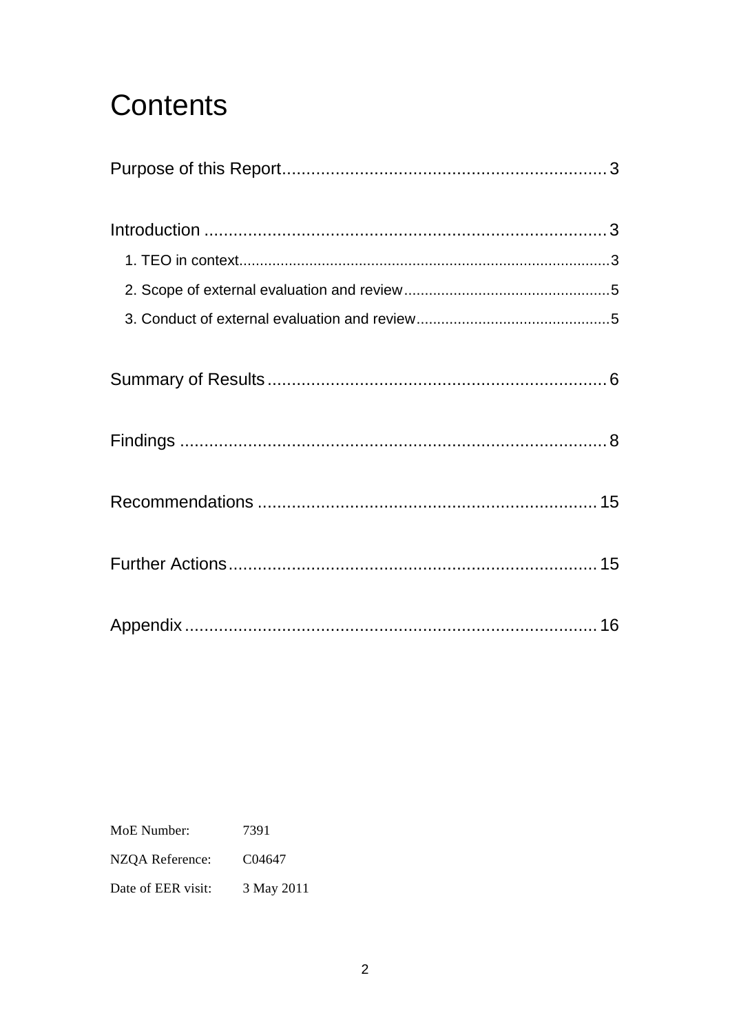# Contents

Purpose of this Report.................................................................. 3

Introduction .................................................................................. 3

1. TEO in context.......................................................................... 3
2. Scope of external evaluation and review.................................................. 5
3. Conduct of external evaluation and review.............................................. 5

Summary of Results..................................................................... 6

Findings ........................................................................................ 8

Recommendations ...................................................................... 15

Further Actions............................................................................ 15

Appendix ..................................................................................... 16

| | |
|---|---|
| MoE Number: | 7391 |
| NZQA Reference: | C04647 |
| Date of EER visit: | 3 May 2011 |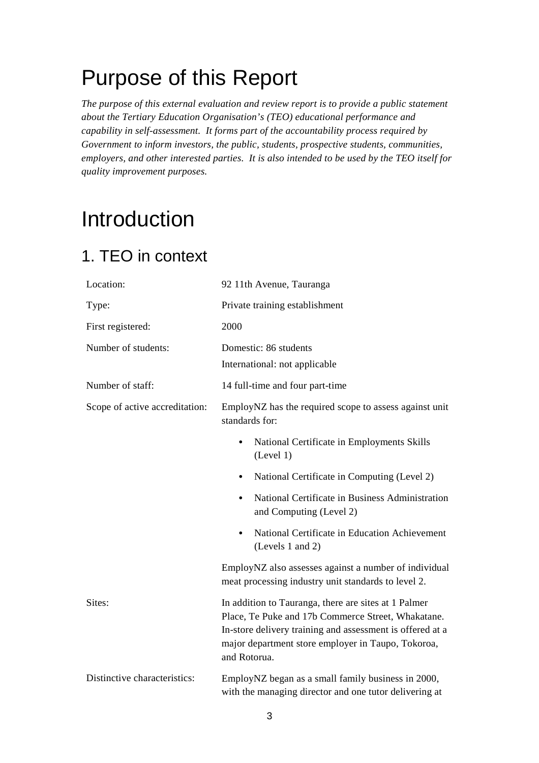# Purpose of this Report

*The purpose of this external evaluation and review report is to provide a public statement about the Tertiary Education Organisation's (TEO) educational performance and capability in self-assessment. It forms part of the accountability process required by Government to inform investors, the public, students, prospective students, communities, employers, and other interested parties. It is also intended to be used by the TEO itself for quality improvement purposes.*

# Introduction

## 1. TEO in context

| | |
|---|---|
| Location: | 92 11th Avenue, Tauranga |
| Type: | Private training establishment |
| First registered: | 2000 |
| Number of students: | Domestic: 86 students<br>International: not applicable |
| Number of staff: | 14 full-time and four part-time |
| Scope of active accreditation: | EmployNZ has the required scope to assess against unit standards for:<br>• National Certificate in Employments Skills (Level 1)<br>• National Certificate in Computing (Level 2)<br>• National Certificate in Business Administration and Computing (Level 2)<br>• National Certificate in Education Achievement (Levels 1 and 2)<br>EmployNZ also assesses against a number of individual meat processing industry unit standards to level 2. |
| Sites: | In addition to Tauranga, there are sites at 1 Palmer Place, Te Puke and 17b Commerce Street, Whakatane. In-store delivery training and assessment is offered at a major department store employer in Taupo, Tokoroa, and Rotorua. |
| Distinctive characteristics: | EmployNZ began as a small family business in 2000, with the managing director and one tutor delivering at |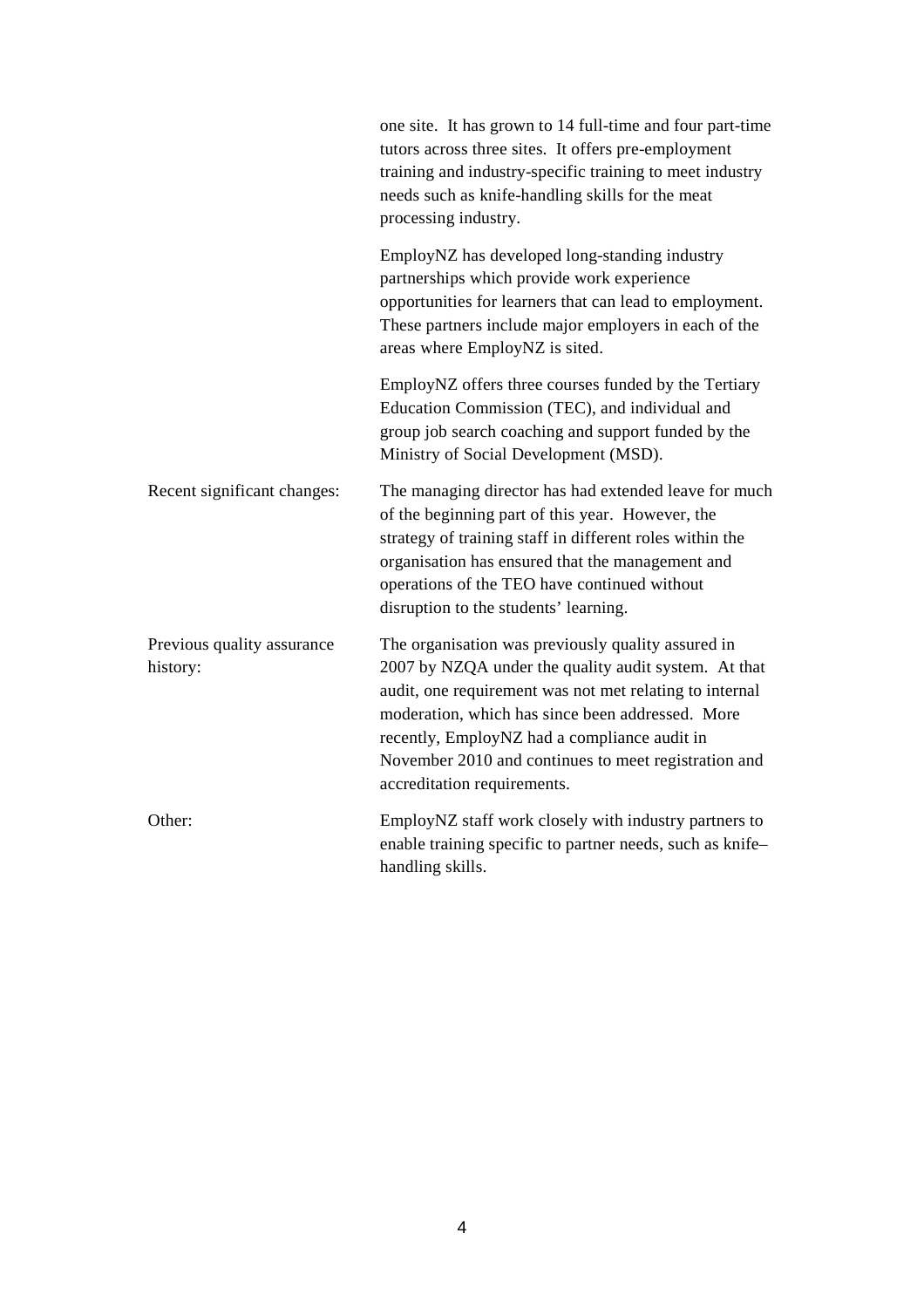| | |
|---|---|
| | one site. It has grown to 14 full-time and four part-time tutors across three sites. It offers pre-employment training and industry-specific training to meet industry needs such as knife-handling skills for the meat processing industry.<br><br>EmployNZ has developed long-standing industry partnerships which provide work experience opportunities for learners that can lead to employment. These partners include major employers in each of the areas where EmployNZ is sited.<br><br>EmployNZ offers three courses funded by the Tertiary Education Commission (TEC), and individual and group job search coaching and support funded by the Ministry of Social Development (MSD). |
| Recent significant changes: | The managing director has had extended leave for much of the beginning part of this year. However, the strategy of training staff in different roles within the organisation has ensured that the management and operations of the TEO have continued without disruption to the students' learning. |
| Previous quality assurance history: | The organisation was previously quality assured in 2007 by NZQA under the quality audit system. At that audit, one requirement was not met relating to internal moderation, which has since been addressed. More recently, EmployNZ had a compliance audit in November 2010 and continues to meet registration and accreditation requirements. |
| Other: | EmployNZ staff work closely with industry partners to enable training specific to partner needs, such as knife–handling skills. |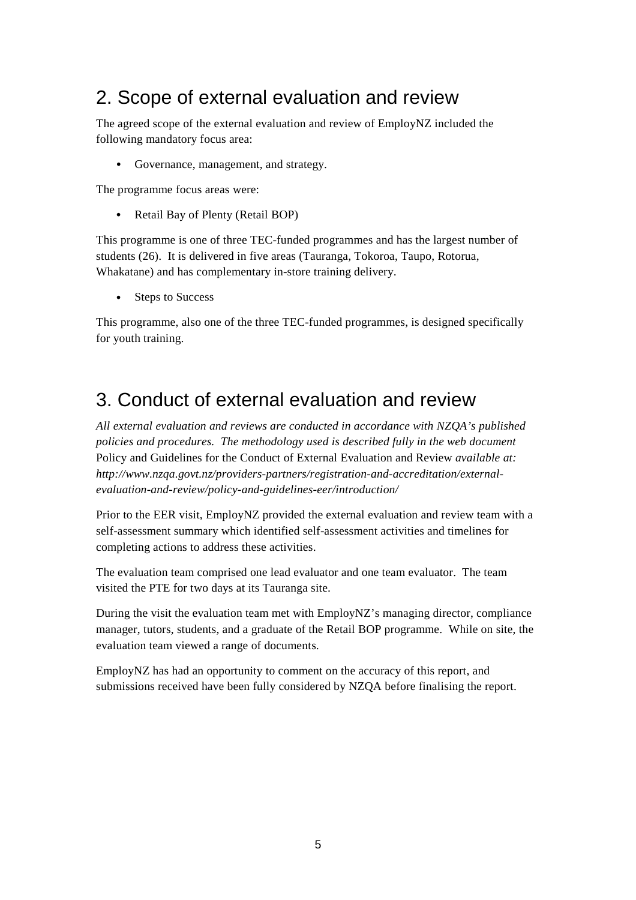## 2. Scope of external evaluation and review

The agreed scope of the external evaluation and review of EmployNZ included the following mandatory focus area:

- Governance, management, and strategy.

The programme focus areas were:

- Retail Bay of Plenty (Retail BOP)

This programme is one of three TEC-funded programmes and has the largest number of students (26). It is delivered in five areas (Tauranga, Tokoroa, Taupo, Rotorua, Whakatane) and has complementary in-store training delivery.

- Steps to Success

This programme, also one of the three TEC-funded programmes, is designed specifically for youth training.

## 3. Conduct of external evaluation and review

*All external evaluation and reviews are conducted in accordance with NZQA's published policies and procedures. The methodology used is described fully in the web document* Policy and Guidelines for the Conduct of External Evaluation and Review *available at: http://www.nzqa.govt.nz/providers-partners/registration-and-accreditation/external-evaluation-and-review/policy-and-guidelines-eer/introduction/*

Prior to the EER visit, EmployNZ provided the external evaluation and review team with a self-assessment summary which identified self-assessment activities and timelines for completing actions to address these activities.

The evaluation team comprised one lead evaluator and one team evaluator. The team visited the PTE for two days at its Tauranga site.

During the visit the evaluation team met with EmployNZ's managing director, compliance manager, tutors, students, and a graduate of the Retail BOP programme. While on site, the evaluation team viewed a range of documents.

EmployNZ has had an opportunity to comment on the accuracy of this report, and submissions received have been fully considered by NZQA before finalising the report.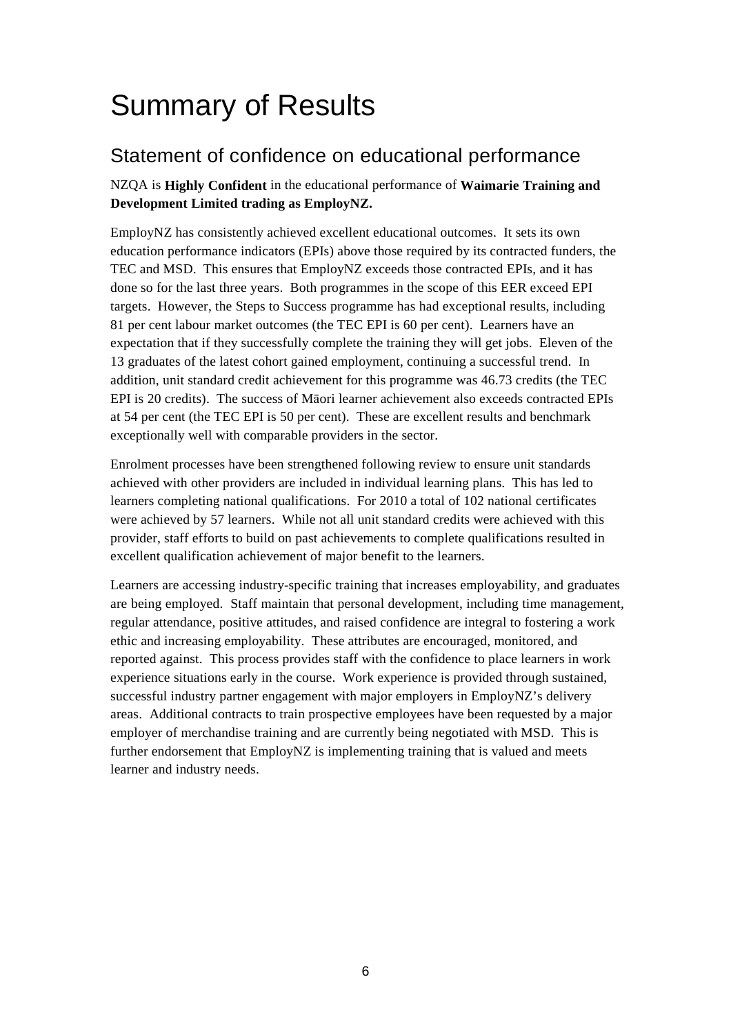# Summary of Results

## Statement of confidence on educational performance

NZQA is **Highly Confident** in the educational performance of **Waimarie Training and Development Limited trading as EmployNZ.**

EmployNZ has consistently achieved excellent educational outcomes. It sets its own education performance indicators (EPIs) above those required by its contracted funders, the TEC and MSD. This ensures that EmployNZ exceeds those contracted EPIs, and it has done so for the last three years. Both programmes in the scope of this EER exceed EPI targets. However, the Steps to Success programme has had exceptional results, including 81 per cent labour market outcomes (the TEC EPI is 60 per cent). Learners have an expectation that if they successfully complete the training they will get jobs. Eleven of the 13 graduates of the latest cohort gained employment, continuing a successful trend. In addition, unit standard credit achievement for this programme was 46.73 credits (the TEC EPI is 20 credits). The success of Māori learner achievement also exceeds contracted EPIs at 54 per cent (the TEC EPI is 50 per cent). These are excellent results and benchmark exceptionally well with comparable providers in the sector.

Enrolment processes have been strengthened following review to ensure unit standards achieved with other providers are included in individual learning plans. This has led to learners completing national qualifications. For 2010 a total of 102 national certificates were achieved by 57 learners. While not all unit standard credits were achieved with this provider, staff efforts to build on past achievements to complete qualifications resulted in excellent qualification achievement of major benefit to the learners.

Learners are accessing industry-specific training that increases employability, and graduates are being employed. Staff maintain that personal development, including time management, regular attendance, positive attitudes, and raised confidence are integral to fostering a work ethic and increasing employability. These attributes are encouraged, monitored, and reported against. This process provides staff with the confidence to place learners in work experience situations early in the course. Work experience is provided through sustained, successful industry partner engagement with major employers in EmployNZ's delivery areas. Additional contracts to train prospective employees have been requested by a major employer of merchandise training and are currently being negotiated with MSD. This is further endorsement that EmployNZ is implementing training that is valued and meets learner and industry needs.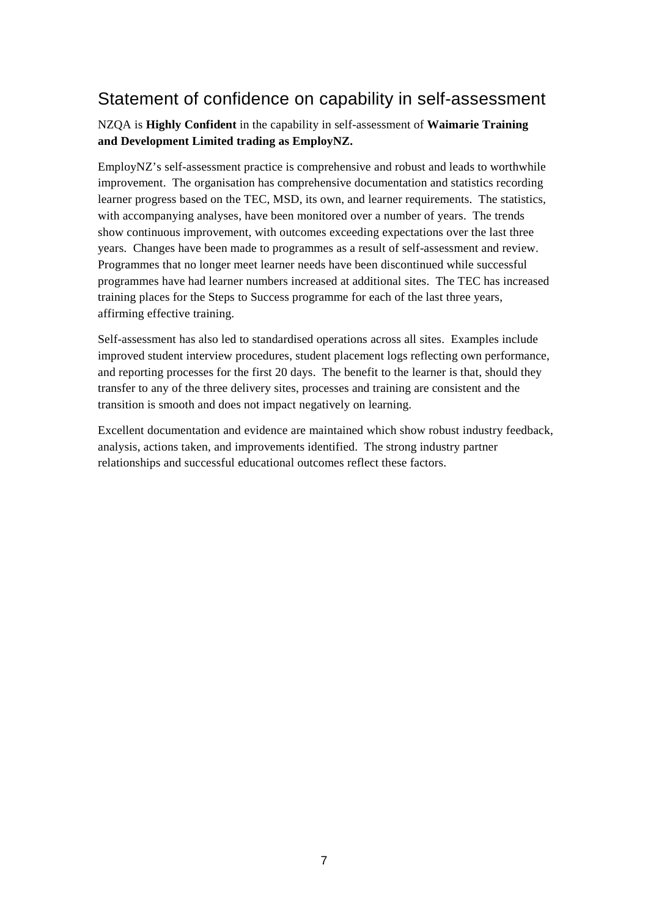## Statement of confidence on capability in self-assessment

NZQA is **Highly Confident** in the capability in self-assessment of **Waimarie Training and Development Limited trading as EmployNZ.**

EmployNZ's self-assessment practice is comprehensive and robust and leads to worthwhile improvement. The organisation has comprehensive documentation and statistics recording learner progress based on the TEC, MSD, its own, and learner requirements. The statistics, with accompanying analyses, have been monitored over a number of years. The trends show continuous improvement, with outcomes exceeding expectations over the last three years. Changes have been made to programmes as a result of self-assessment and review. Programmes that no longer meet learner needs have been discontinued while successful programmes have had learner numbers increased at additional sites. The TEC has increased training places for the Steps to Success programme for each of the last three years, affirming effective training.

Self-assessment has also led to standardised operations across all sites. Examples include improved student interview procedures, student placement logs reflecting own performance, and reporting processes for the first 20 days. The benefit to the learner is that, should they transfer to any of the three delivery sites, processes and training are consistent and the transition is smooth and does not impact negatively on learning.

Excellent documentation and evidence are maintained which show robust industry feedback, analysis, actions taken, and improvements identified. The strong industry partner relationships and successful educational outcomes reflect these factors.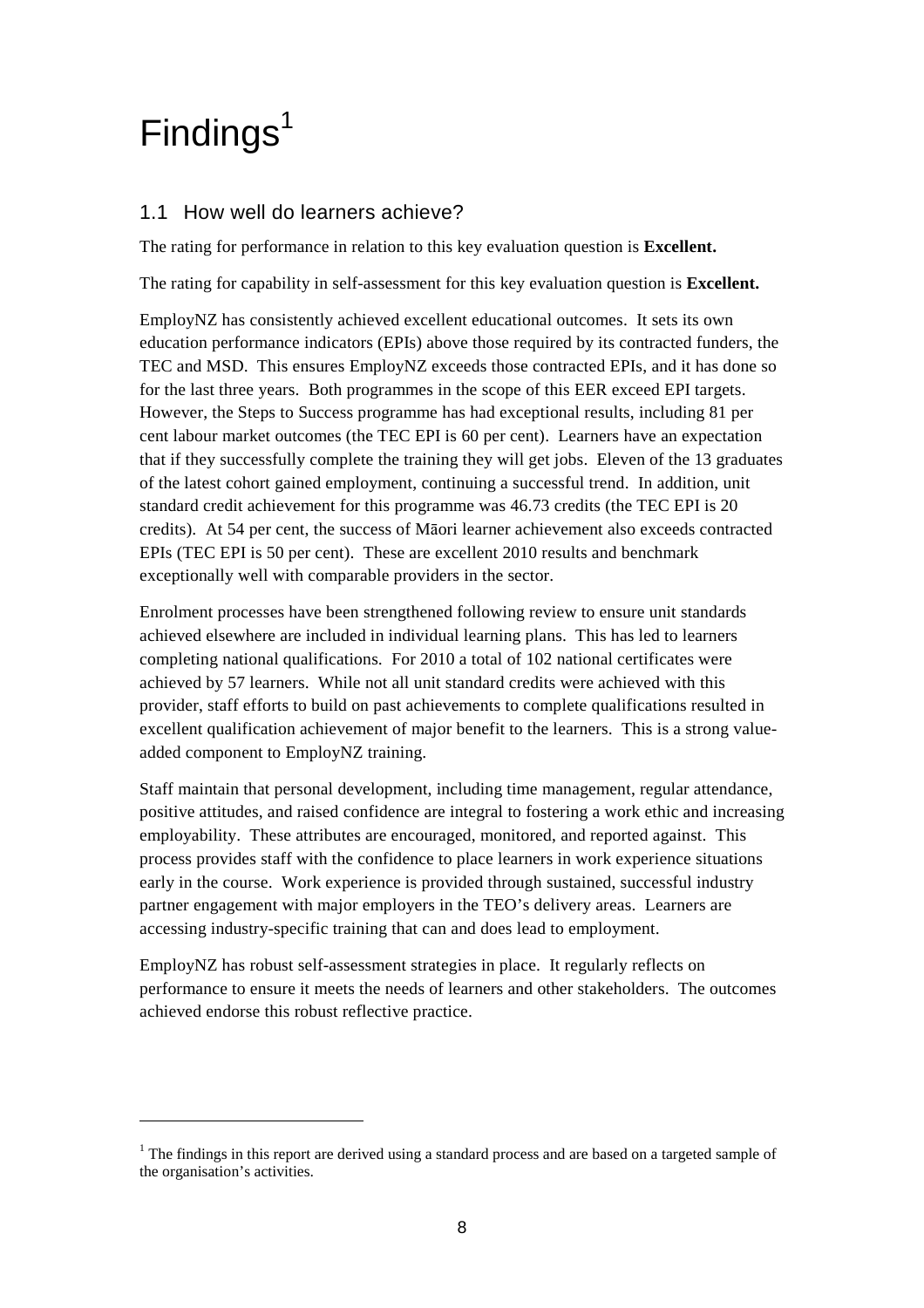# Findings[1]

## 1.1 How well do learners achieve?

The rating for performance in relation to this key evaluation question is **Excellent.**

The rating for capability in self-assessment for this key evaluation question is **Excellent.**

EmployNZ has consistently achieved excellent educational outcomes. It sets its own education performance indicators (EPIs) above those required by its contracted funders, the TEC and MSD. This ensures EmployNZ exceeds those contracted EPIs, and it has done so for the last three years. Both programmes in the scope of this EER exceed EPI targets. However, the Steps to Success programme has had exceptional results, including 81 per cent labour market outcomes (the TEC EPI is 60 per cent). Learners have an expectation that if they successfully complete the training they will get jobs. Eleven of the 13 graduates of the latest cohort gained employment, continuing a successful trend. In addition, unit standard credit achievement for this programme was 46.73 credits (the TEC EPI is 20 credits). At 54 per cent, the success of Māori learner achievement also exceeds contracted EPIs (TEC EPI is 50 per cent). These are excellent 2010 results and benchmark exceptionally well with comparable providers in the sector.

Enrolment processes have been strengthened following review to ensure unit standards achieved elsewhere are included in individual learning plans. This has led to learners completing national qualifications. For 2010 a total of 102 national certificates were achieved by 57 learners. While not all unit standard credits were achieved with this provider, staff efforts to build on past achievements to complete qualifications resulted in excellent qualification achievement of major benefit to the learners. This is a strong value-added component to EmployNZ training.

Staff maintain that personal development, including time management, regular attendance, positive attitudes, and raised confidence are integral to fostering a work ethic and increasing employability. These attributes are encouraged, monitored, and reported against. This process provides staff with the confidence to place learners in work experience situations early in the course. Work experience is provided through sustained, successful industry partner engagement with major employers in the TEO's delivery areas. Learners are accessing industry-specific training that can and does lead to employment.

EmployNZ has robust self-assessment strategies in place. It regularly reflects on performance to ensure it meets the needs of learners and other stakeholders. The outcomes achieved endorse this robust reflective practice.

---

[1] The findings in this report are derived using a standard process and are based on a targeted sample of the organisation's activities.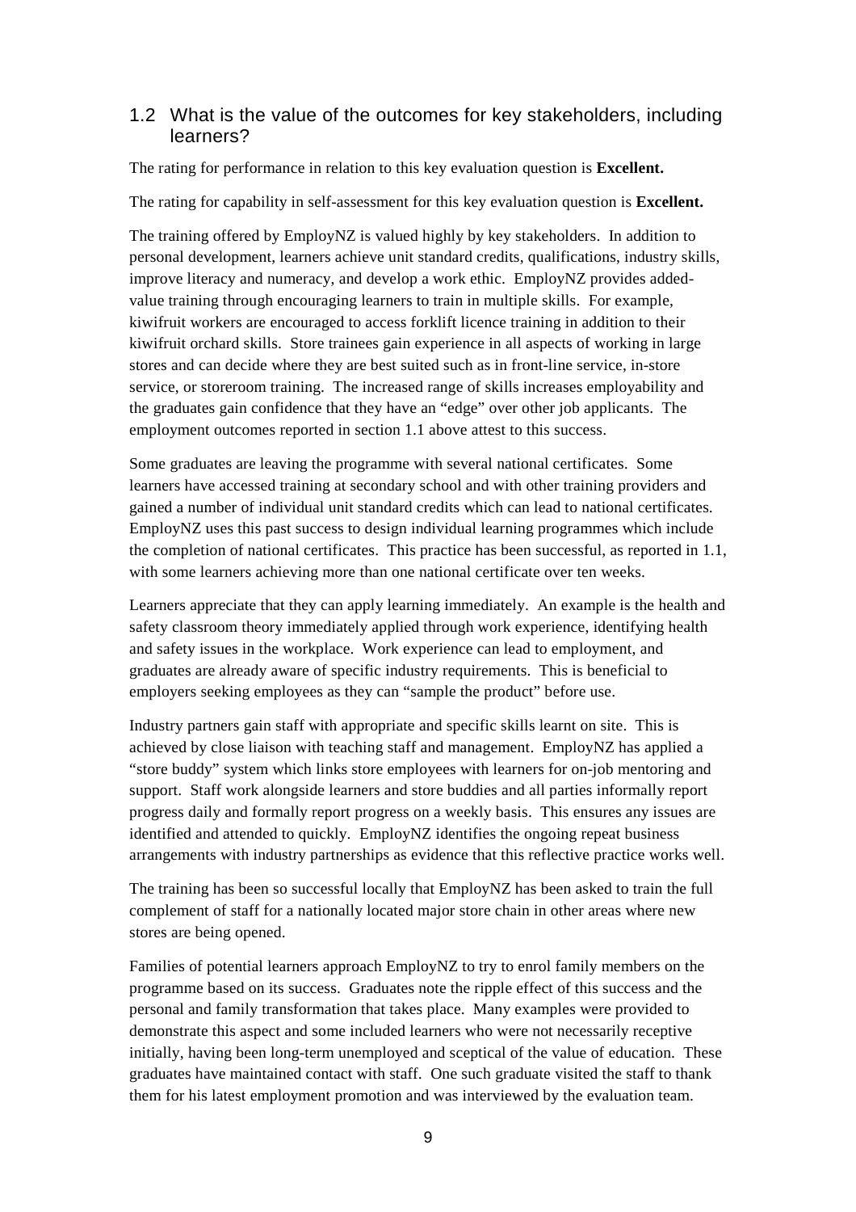## 1.2 What is the value of the outcomes for key stakeholders, including learners?

The rating for performance in relation to this key evaluation question is **Excellent.**

The rating for capability in self-assessment for this key evaluation question is **Excellent.**

The training offered by EmployNZ is valued highly by key stakeholders. In addition to personal development, learners achieve unit standard credits, qualifications, industry skills, improve literacy and numeracy, and develop a work ethic. EmployNZ provides added-value training through encouraging learners to train in multiple skills. For example, kiwifruit workers are encouraged to access forklift licence training in addition to their kiwifruit orchard skills. Store trainees gain experience in all aspects of working in large stores and can decide where they are best suited such as in front-line service, in-store service, or storeroom training. The increased range of skills increases employability and the graduates gain confidence that they have an "edge" over other job applicants. The employment outcomes reported in section 1.1 above attest to this success.

Some graduates are leaving the programme with several national certificates. Some learners have accessed training at secondary school and with other training providers and gained a number of individual unit standard credits which can lead to national certificates. EmployNZ uses this past success to design individual learning programmes which include the completion of national certificates. This practice has been successful, as reported in 1.1, with some learners achieving more than one national certificate over ten weeks.

Learners appreciate that they can apply learning immediately. An example is the health and safety classroom theory immediately applied through work experience, identifying health and safety issues in the workplace. Work experience can lead to employment, and graduates are already aware of specific industry requirements. This is beneficial to employers seeking employees as they can "sample the product" before use.

Industry partners gain staff with appropriate and specific skills learnt on site. This is achieved by close liaison with teaching staff and management. EmployNZ has applied a "store buddy" system which links store employees with learners for on-job mentoring and support. Staff work alongside learners and store buddies and all parties informally report progress daily and formally report progress on a weekly basis. This ensures any issues are identified and attended to quickly. EmployNZ identifies the ongoing repeat business arrangements with industry partnerships as evidence that this reflective practice works well.

The training has been so successful locally that EmployNZ has been asked to train the full complement of staff for a nationally located major store chain in other areas where new stores are being opened.

Families of potential learners approach EmployNZ to try to enrol family members on the programme based on its success. Graduates note the ripple effect of this success and the personal and family transformation that takes place. Many examples were provided to demonstrate this aspect and some included learners who were not necessarily receptive initially, having been long-term unemployed and sceptical of the value of education. These graduates have maintained contact with staff. One such graduate visited the staff to thank them for his latest employment promotion and was interviewed by the evaluation team.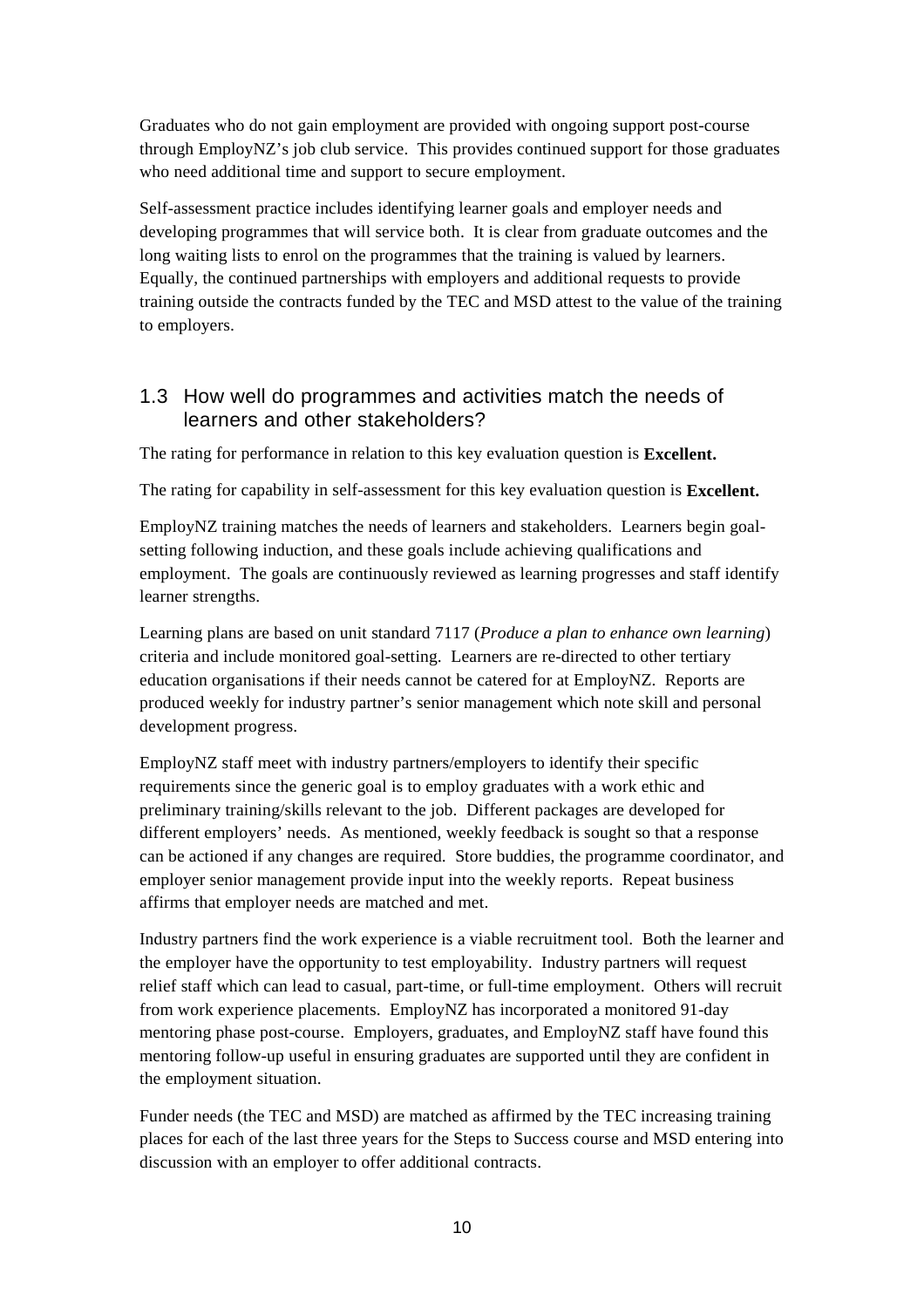Graduates who do not gain employment are provided with ongoing support post-course through EmployNZ's job club service. This provides continued support for those graduates who need additional time and support to secure employment.

Self-assessment practice includes identifying learner goals and employer needs and developing programmes that will service both. It is clear from graduate outcomes and the long waiting lists to enrol on the programmes that the training is valued by learners. Equally, the continued partnerships with employers and additional requests to provide training outside the contracts funded by the TEC and MSD attest to the value of the training to employers.

## 1.3 How well do programmes and activities match the needs of learners and other stakeholders?

The rating for performance in relation to this key evaluation question is **Excellent.**

The rating for capability in self-assessment for this key evaluation question is **Excellent.**

EmployNZ training matches the needs of learners and stakeholders. Learners begin goal-setting following induction, and these goals include achieving qualifications and employment. The goals are continuously reviewed as learning progresses and staff identify learner strengths.

Learning plans are based on unit standard 7117 (*Produce a plan to enhance own learning*) criteria and include monitored goal-setting. Learners are re-directed to other tertiary education organisations if their needs cannot be catered for at EmployNZ. Reports are produced weekly for industry partner's senior management which note skill and personal development progress.

EmployNZ staff meet with industry partners/employers to identify their specific requirements since the generic goal is to employ graduates with a work ethic and preliminary training/skills relevant to the job. Different packages are developed for different employers' needs. As mentioned, weekly feedback is sought so that a response can be actioned if any changes are required. Store buddies, the programme coordinator, and employer senior management provide input into the weekly reports. Repeat business affirms that employer needs are matched and met.

Industry partners find the work experience is a viable recruitment tool. Both the learner and the employer have the opportunity to test employability. Industry partners will request relief staff which can lead to casual, part-time, or full-time employment. Others will recruit from work experience placements. EmployNZ has incorporated a monitored 91-day mentoring phase post-course. Employers, graduates, and EmployNZ staff have found this mentoring follow-up useful in ensuring graduates are supported until they are confident in the employment situation.

Funder needs (the TEC and MSD) are matched as affirmed by the TEC increasing training places for each of the last three years for the Steps to Success course and MSD entering into discussion with an employer to offer additional contracts.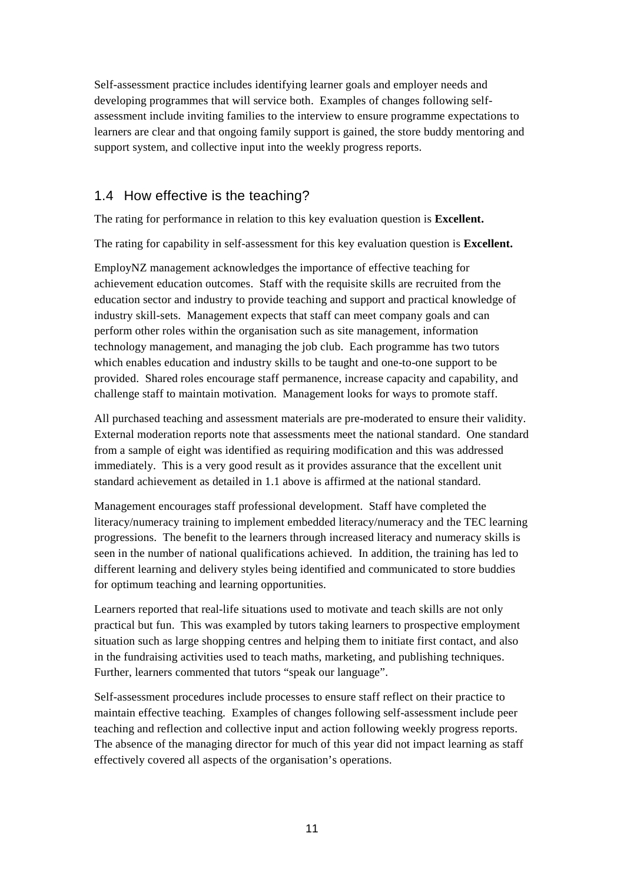Self-assessment practice includes identifying learner goals and employer needs and developing programmes that will service both. Examples of changes following self-assessment include inviting families to the interview to ensure programme expectations to learners are clear and that ongoing family support is gained, the store buddy mentoring and support system, and collective input into the weekly progress reports.

## 1.4 How effective is the teaching?

The rating for performance in relation to this key evaluation question is **Excellent.**

The rating for capability in self-assessment for this key evaluation question is **Excellent.**

EmployNZ management acknowledges the importance of effective teaching for achievement education outcomes. Staff with the requisite skills are recruited from the education sector and industry to provide teaching and support and practical knowledge of industry skill-sets. Management expects that staff can meet company goals and can perform other roles within the organisation such as site management, information technology management, and managing the job club. Each programme has two tutors which enables education and industry skills to be taught and one-to-one support to be provided. Shared roles encourage staff permanence, increase capacity and capability, and challenge staff to maintain motivation. Management looks for ways to promote staff.

All purchased teaching and assessment materials are pre-moderated to ensure their validity. External moderation reports note that assessments meet the national standard. One standard from a sample of eight was identified as requiring modification and this was addressed immediately. This is a very good result as it provides assurance that the excellent unit standard achievement as detailed in 1.1 above is affirmed at the national standard.

Management encourages staff professional development. Staff have completed the literacy/numeracy training to implement embedded literacy/numeracy and the TEC learning progressions. The benefit to the learners through increased literacy and numeracy skills is seen in the number of national qualifications achieved. In addition, the training has led to different learning and delivery styles being identified and communicated to store buddies for optimum teaching and learning opportunities.

Learners reported that real-life situations used to motivate and teach skills are not only practical but fun. This was exampled by tutors taking learners to prospective employment situation such as large shopping centres and helping them to initiate first contact, and also in the fundraising activities used to teach maths, marketing, and publishing techniques. Further, learners commented that tutors "speak our language".

Self-assessment procedures include processes to ensure staff reflect on their practice to maintain effective teaching. Examples of changes following self-assessment include peer teaching and reflection and collective input and action following weekly progress reports. The absence of the managing director for much of this year did not impact learning as staff effectively covered all aspects of the organisation's operations.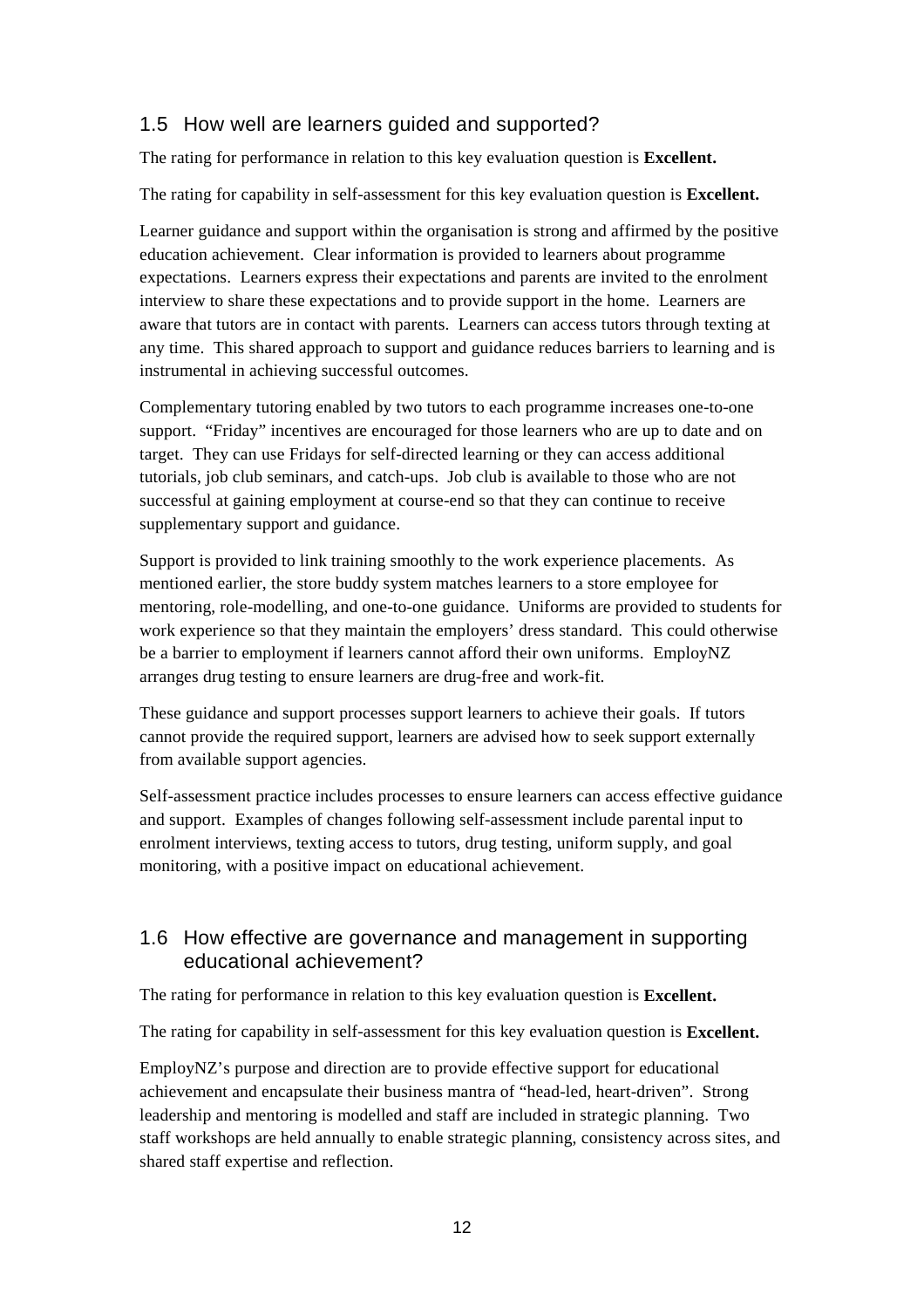### 1.5 How well are learners guided and supported?

The rating for performance in relation to this key evaluation question is **Excellent.**

The rating for capability in self-assessment for this key evaluation question is **Excellent.**

Learner guidance and support within the organisation is strong and affirmed by the positive education achievement. Clear information is provided to learners about programme expectations. Learners express their expectations and parents are invited to the enrolment interview to share these expectations and to provide support in the home. Learners are aware that tutors are in contact with parents. Learners can access tutors through texting at any time. This shared approach to support and guidance reduces barriers to learning and is instrumental in achieving successful outcomes.

Complementary tutoring enabled by two tutors to each programme increases one-to-one support. "Friday" incentives are encouraged for those learners who are up to date and on target. They can use Fridays for self-directed learning or they can access additional tutorials, job club seminars, and catch-ups. Job club is available to those who are not successful at gaining employment at course-end so that they can continue to receive supplementary support and guidance.

Support is provided to link training smoothly to the work experience placements. As mentioned earlier, the store buddy system matches learners to a store employee for mentoring, role-modelling, and one-to-one guidance. Uniforms are provided to students for work experience so that they maintain the employers' dress standard. This could otherwise be a barrier to employment if learners cannot afford their own uniforms. EmployNZ arranges drug testing to ensure learners are drug-free and work-fit.

These guidance and support processes support learners to achieve their goals. If tutors cannot provide the required support, learners are advised how to seek support externally from available support agencies.

Self-assessment practice includes processes to ensure learners can access effective guidance and support. Examples of changes following self-assessment include parental input to enrolment interviews, texting access to tutors, drug testing, uniform supply, and goal monitoring, with a positive impact on educational achievement.

### 1.6 How effective are governance and management in supporting educational achievement?

The rating for performance in relation to this key evaluation question is **Excellent.**

The rating for capability in self-assessment for this key evaluation question is **Excellent.**

EmployNZ's purpose and direction are to provide effective support for educational achievement and encapsulate their business mantra of "head-led, heart-driven". Strong leadership and mentoring is modelled and staff are included in strategic planning. Two staff workshops are held annually to enable strategic planning, consistency across sites, and shared staff expertise and reflection.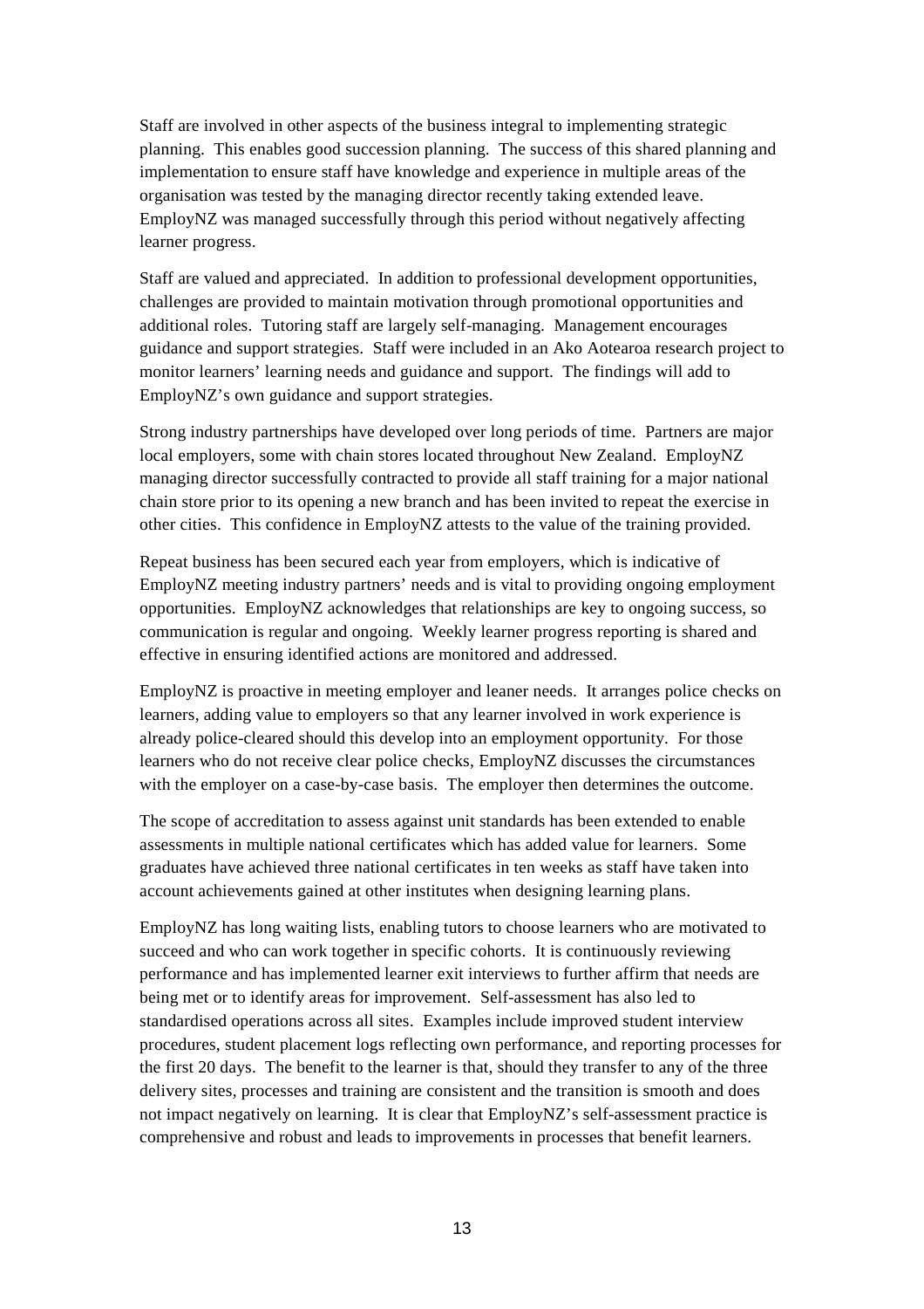Staff are involved in other aspects of the business integral to implementing strategic planning. This enables good succession planning. The success of this shared planning and implementation to ensure staff have knowledge and experience in multiple areas of the organisation was tested by the managing director recently taking extended leave. EmployNZ was managed successfully through this period without negatively affecting learner progress.

Staff are valued and appreciated. In addition to professional development opportunities, challenges are provided to maintain motivation through promotional opportunities and additional roles. Tutoring staff are largely self-managing. Management encourages guidance and support strategies. Staff were included in an Ako Aotearoa research project to monitor learners' learning needs and guidance and support. The findings will add to EmployNZ's own guidance and support strategies.

Strong industry partnerships have developed over long periods of time. Partners are major local employers, some with chain stores located throughout New Zealand. EmployNZ managing director successfully contracted to provide all staff training for a major national chain store prior to its opening a new branch and has been invited to repeat the exercise in other cities. This confidence in EmployNZ attests to the value of the training provided.

Repeat business has been secured each year from employers, which is indicative of EmployNZ meeting industry partners' needs and is vital to providing ongoing employment opportunities. EmployNZ acknowledges that relationships are key to ongoing success, so communication is regular and ongoing. Weekly learner progress reporting is shared and effective in ensuring identified actions are monitored and addressed.

EmployNZ is proactive in meeting employer and leaner needs. It arranges police checks on learners, adding value to employers so that any learner involved in work experience is already police-cleared should this develop into an employment opportunity. For those learners who do not receive clear police checks, EmployNZ discusses the circumstances with the employer on a case-by-case basis. The employer then determines the outcome.

The scope of accreditation to assess against unit standards has been extended to enable assessments in multiple national certificates which has added value for learners. Some graduates have achieved three national certificates in ten weeks as staff have taken into account achievements gained at other institutes when designing learning plans.

EmployNZ has long waiting lists, enabling tutors to choose learners who are motivated to succeed and who can work together in specific cohorts. It is continuously reviewing performance and has implemented learner exit interviews to further affirm that needs are being met or to identify areas for improvement. Self-assessment has also led to standardised operations across all sites. Examples include improved student interview procedures, student placement logs reflecting own performance, and reporting processes for the first 20 days. The benefit to the learner is that, should they transfer to any of the three delivery sites, processes and training are consistent and the transition is smooth and does not impact negatively on learning. It is clear that EmployNZ's self-assessment practice is comprehensive and robust and leads to improvements in processes that benefit learners.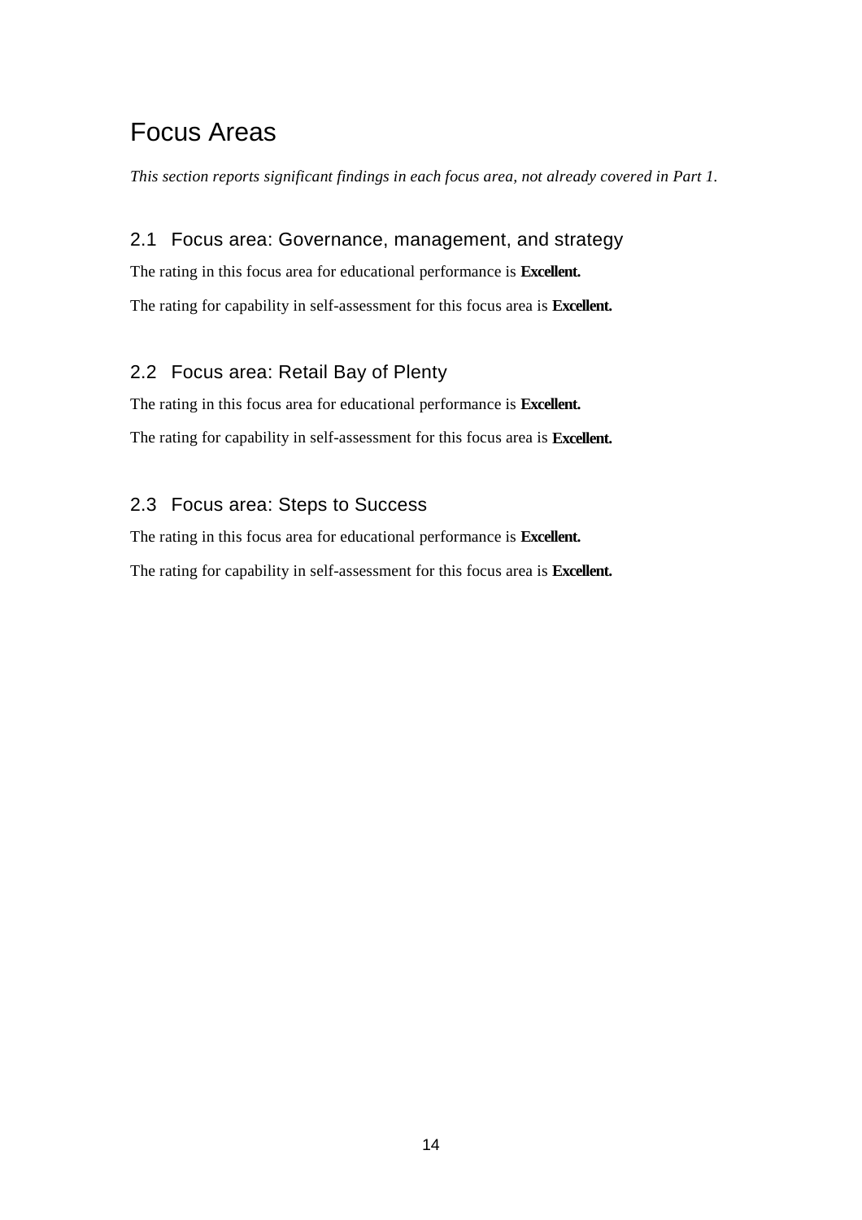# Focus Areas

*This section reports significant findings in each focus area, not already covered in Part 1.*

## 2.1 Focus area: Governance, management, and strategy

The rating in this focus area for educational performance is **Excellent.**

The rating for capability in self-assessment for this focus area is **Excellent.**

## 2.2 Focus area: Retail Bay of Plenty

The rating in this focus area for educational performance is **Excellent.**

The rating for capability in self-assessment for this focus area is **Excellent.**

## 2.3 Focus area: Steps to Success

The rating in this focus area for educational performance is **Excellent.**

The rating for capability in self-assessment for this focus area is **Excellent.**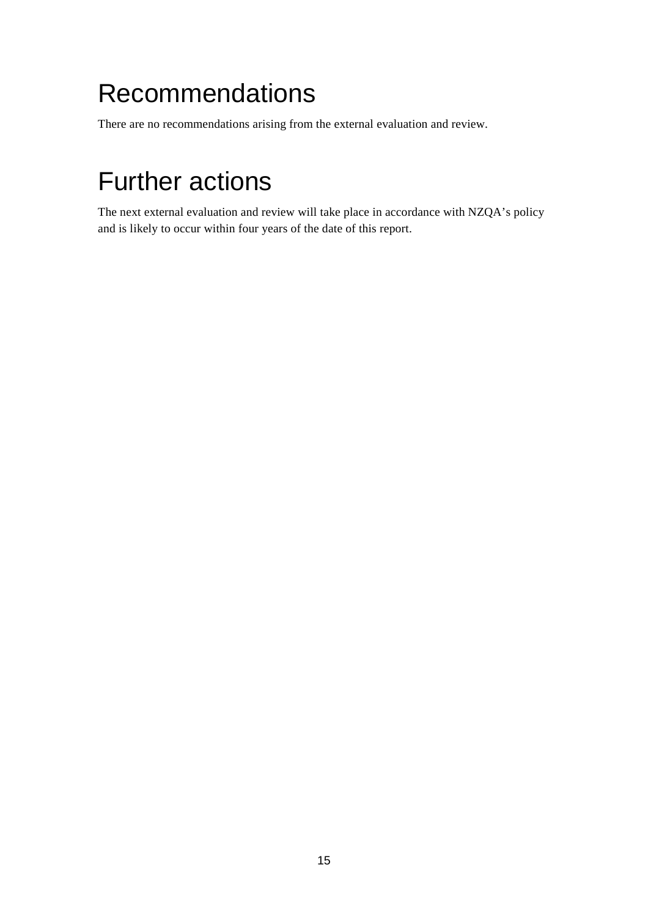# Recommendations

There are no recommendations arising from the external evaluation and review.

# Further actions

The next external evaluation and review will take place in accordance with NZQA's policy and is likely to occur within four years of the date of this report.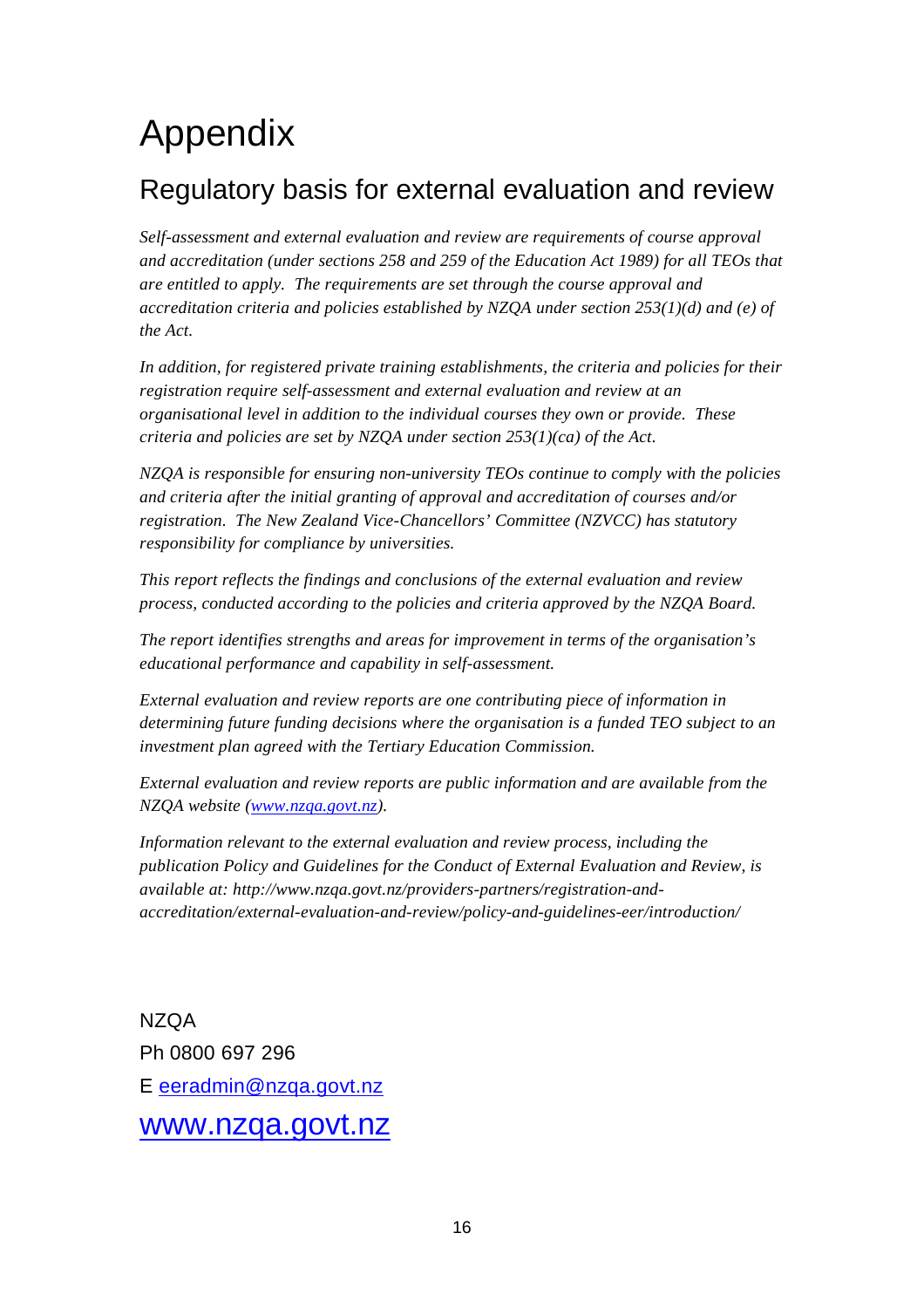# Appendix

## Regulatory basis for external evaluation and review

*Self-assessment and external evaluation and review are requirements of course approval and accreditation (under sections 258 and 259 of the Education Act 1989) for all TEOs that are entitled to apply. The requirements are set through the course approval and accreditation criteria and policies established by NZQA under section 253(1)(d) and (e) of the Act.*

*In addition, for registered private training establishments, the criteria and policies for their registration require self-assessment and external evaluation and review at an organisational level in addition to the individual courses they own or provide. These criteria and policies are set by NZQA under section 253(1)(ca) of the Act.*

*NZQA is responsible for ensuring non-university TEOs continue to comply with the policies and criteria after the initial granting of approval and accreditation of courses and/or registration. The New Zealand Vice-Chancellors' Committee (NZVCC) has statutory responsibility for compliance by universities.*

*This report reflects the findings and conclusions of the external evaluation and review process, conducted according to the policies and criteria approved by the NZQA Board.*

*The report identifies strengths and areas for improvement in terms of the organisation's educational performance and capability in self-assessment.*

*External evaluation and review reports are one contributing piece of information in determining future funding decisions where the organisation is a funded TEO subject to an investment plan agreed with the Tertiary Education Commission.*

*External evaluation and review reports are public information and are available from the NZQA website ([www.nzqa.govt.nz](http://www.nzqa.govt.nz)).*

*Information relevant to the external evaluation and review process, including the publication Policy and Guidelines for the Conduct of External Evaluation and Review, is available at: http://www.nzqa.govt.nz/providers-partners/registration-and-accreditation/external-evaluation-and-review/policy-and-guidelines-eer/introduction/*

NZQA

Ph 0800 697 296

E [eeradmin@nzqa.govt.nz](mailto:eeradmin@nzqa.govt.nz)

[www.nzqa.govt.nz](http://www.nzqa.govt.nz)